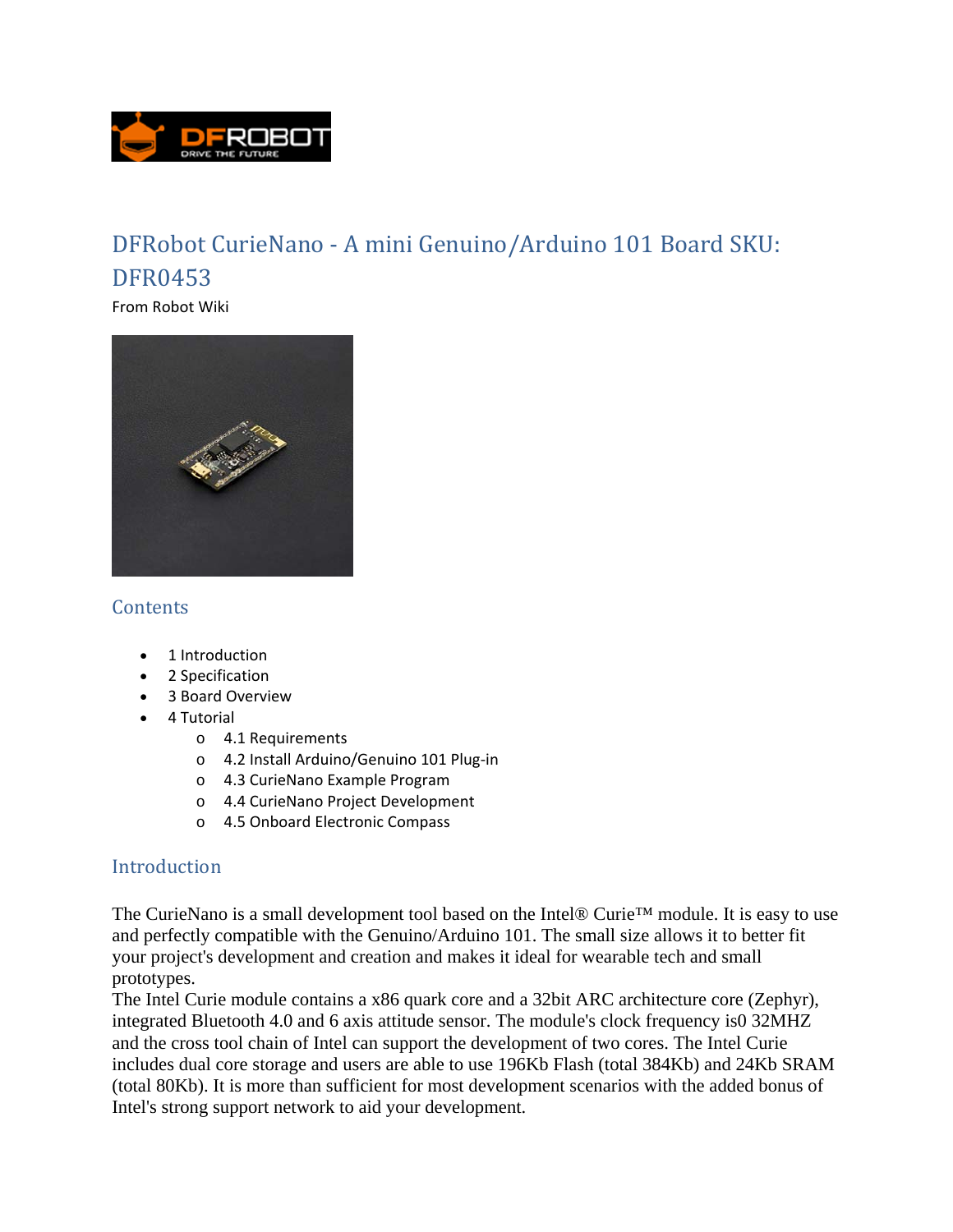# DFRobot CurieNano - A mini Genuino/Arduino 101 Board SKU: DFR0453

From Robot Wiki

## Contents

- 1 Introduction
- 2 Specification
- 3 Board Overview
- 4 Tutorial
  - 4.1 Requirements
  - 4.2 Install Arduino/Genuino 101 Plug-in
  - 4.3 CurieNano Example Program
  - 4.4 CurieNano Project Development
  - 4.5 Onboard Electronic Compass

## Introduction

The CurieNano is a small development tool based on the Intel® Curie™ module. It is easy to use and perfectly compatible with the Genuino/Arduino 101. The small size allows it to better fit your project's development and creation and makes it ideal for wearable tech and small prototypes.

The Intel Curie module contains a x86 quark core and a 32bit ARC architecture core (Zephyr), integrated Bluetooth 4.0 and 6 axis attitude sensor. The module's clock frequency is0 32MHZ and the cross tool chain of Intel can support the development of two cores. The Intel Curie includes dual core storage and users are able to use 196Kb Flash (total 384Kb) and 24Kb SRAM (total 80Kb). It is more than sufficient for most development scenarios with the added bonus of Intel's strong support network to aid your development.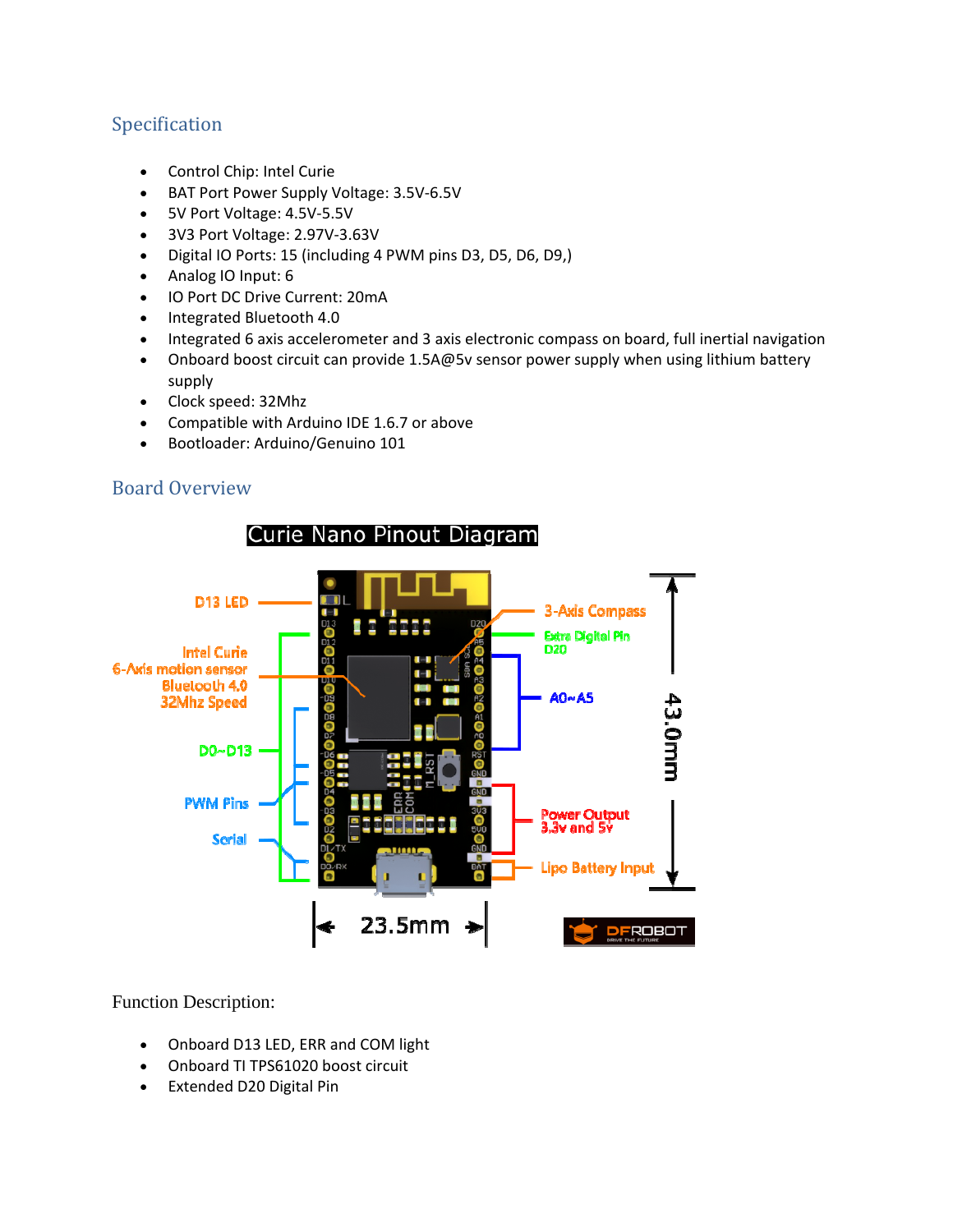## Specification

- Control Chip: Intel Curie
- BAT Port Power Supply Voltage: 3.5V-6.5V
- 5V Port Voltage: 4.5V-5.5V
- 3V3 Port Voltage: 2.97V-3.63V
- Digital IO Ports: 15 (including 4 PWM pins D3, D5, D6, D9,)
- Analog IO Input: 6
- IO Port DC Drive Current: 20mA
- Integrated Bluetooth 4.0
- Integrated 6 axis accelerometer and 3 axis electronic compass on board, full inertial navigation
- Onboard boost circuit can provide 1.5A@5v sensor power supply when using lithium battery supply
- Clock speed: 32Mhz
- Compatible with Arduino IDE 1.6.7 or above
- Bootloader: Arduino/Genuino 101

## Board Overview

Function Description:

- Onboard D13 LED, ERR and COM light
- Onboard TI TPS61020 boost circuit
- Extended D20 Digital Pin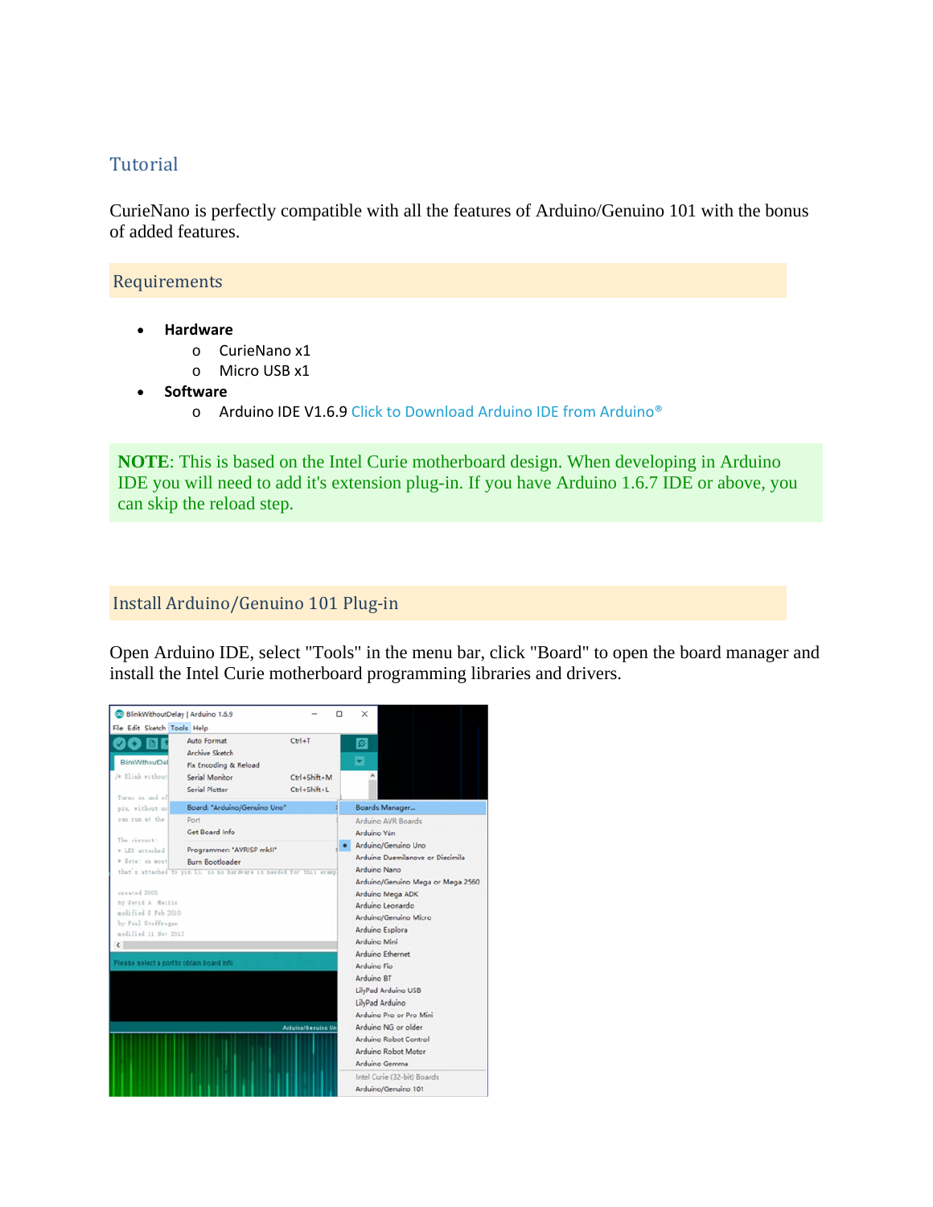## Tutorial

CurieNano is perfectly compatible with all the features of Arduino/Genuino 101 with the bonus of added features.

### Requirements

- **Hardware**
  - CurieNano x1
  - Micro USB x1
- **Software**
  - Arduino IDE V1.6.9 Click to Download Arduino IDE from Arduino®

**NOTE**: This is based on the Intel Curie motherboard design. When developing in Arduino IDE you will need to add it's extension plug-in. If you have Arduino 1.6.7 IDE or above, you can skip the reload step.

### Install Arduino/Genuino 101 Plug-in

Open Arduino IDE, select "Tools" in the menu bar, click "Board" to open the board manager and install the Intel Curie motherboard programming libraries and drivers.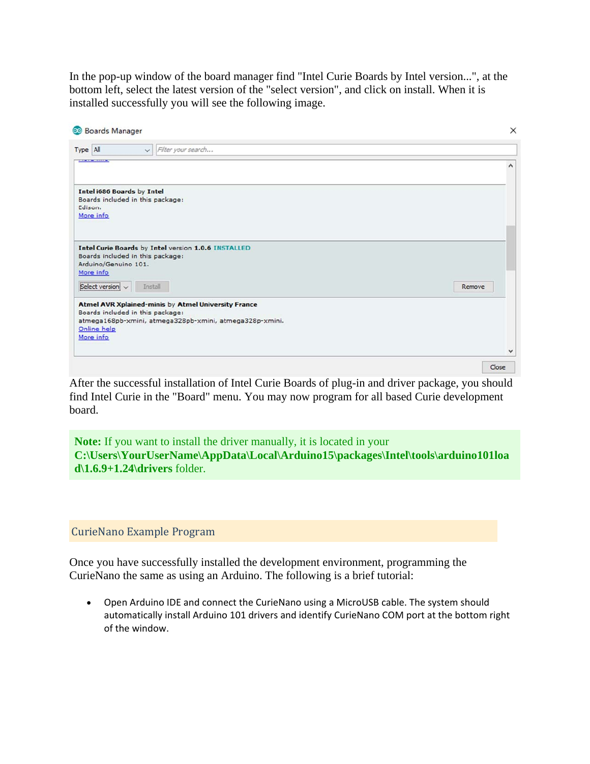In the pop-up window of the board manager find "Intel Curie Boards by Intel version...", at the bottom left, select the latest version of the "select version", and click on install. When it is installed successfully you will see the following image.

After the successful installation of Intel Curie Boards of plug-in and driver package, you should find Intel Curie in the "Board" menu. You may now program for all based Curie development board.

**Note:** If you want to install the driver manually, it is located in your **C:\Users\YourUserName\AppData\Local\Arduino15\packages\Intel\tools\arduino101load\1.6.9+1.24\drivers** folder.

## CurieNano Example Program

Once you have successfully installed the development environment, programming the CurieNano the same as using an Arduino. The following is a brief tutorial:

- Open Arduino IDE and connect the CurieNano using a MicroUSB cable. The system should automatically install Arduino 101 drivers and identify CurieNano COM port at the bottom right of the window.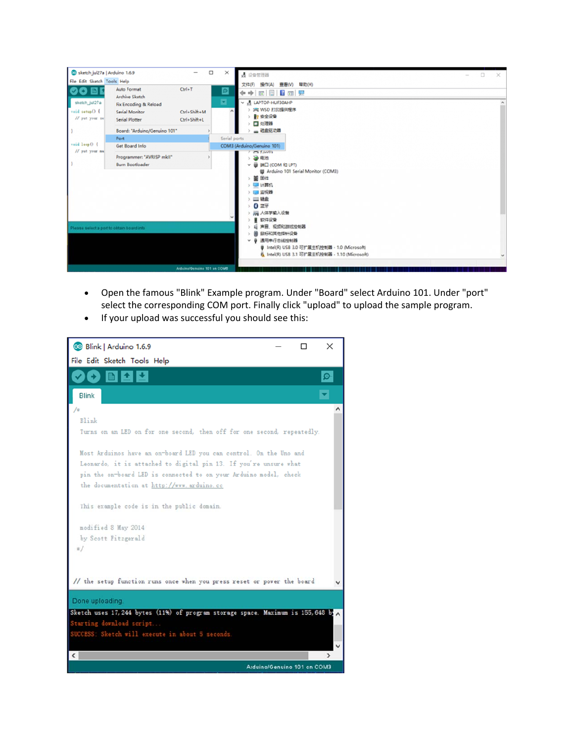- Open the famous "Blink" Example program. Under "Board" select Arduino 101. Under "port" select the corresponding COM port. Finally click "upload" to upload the sample program.
- If your upload was successful you should see this: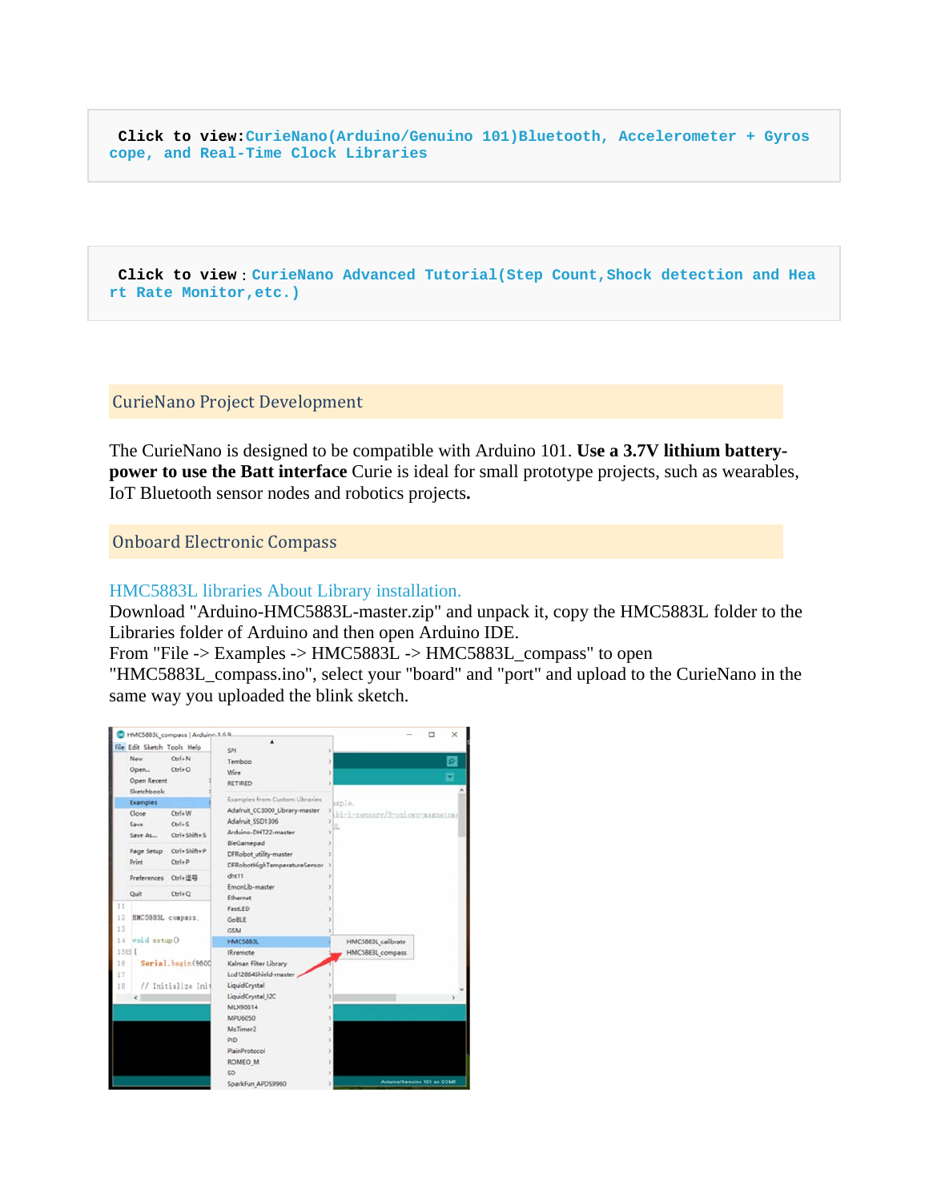Click to view:CurieNano(Arduino/Genuino 101)Bluetooth, Accelerometer + Gyroscope, and Real-Time Clock Libraries

Click to view：CurieNano Advanced Tutorial(Step Count,Shock detection and Heart Rate Monitor,etc.)

## CurieNano Project Development

The CurieNano is designed to be compatible with Arduino 101. **Use a 3.7V lithium battery-power to use the Batt interface** Curie is ideal for small prototype projects, such as wearables, IoT Bluetooth sensor nodes and robotics projects**.**

## Onboard Electronic Compass

HMC5883L libraries About Library installation.
Download "Arduino-HMC5883L-master.zip" and unpack it, copy the HMC5883L folder to the Libraries folder of Arduino and then open Arduino IDE.
From "File -> Examples -> HMC5883L -> HMC5883L_compass" to open "HMC5883L_compass.ino", select your "board" and "port" and upload to the CurieNano in the same way you uploaded the blink sketch.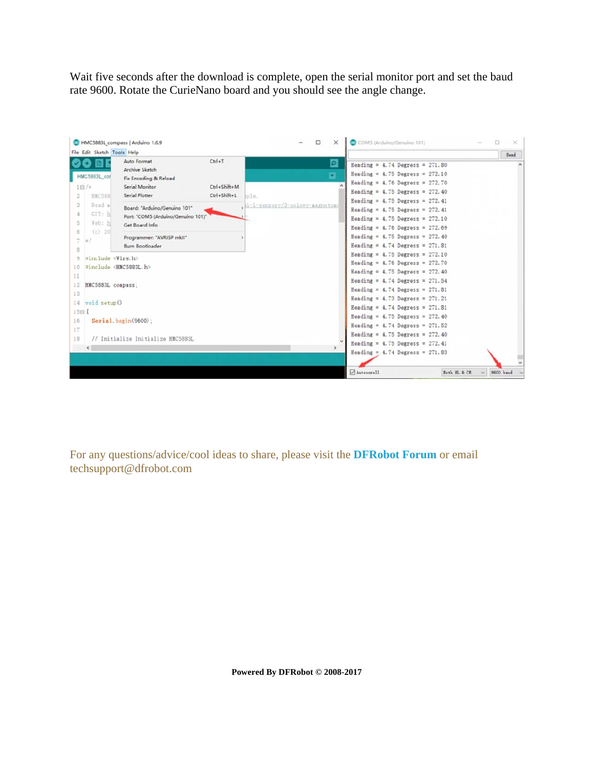Wait five seconds after the download is complete, open the serial monitor port and set the baud rate 9600. Rotate the CurieNano board and you should see the angle change.

For any questions/advice/cool ideas to share, please visit the **DFRobot Forum** or email techsupport@dfrobot.com

**Powered By DFRobot © 2008-2017**